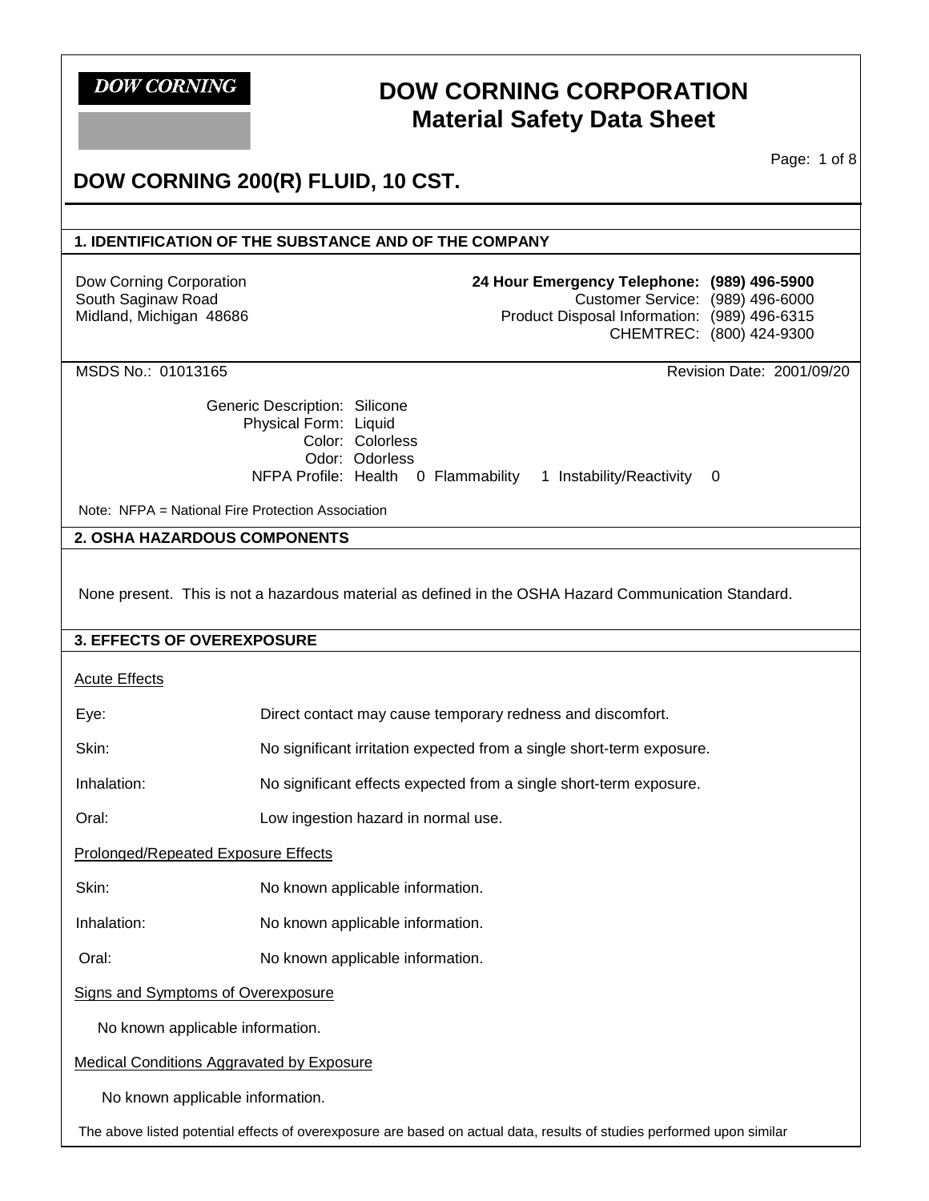**DOW CORNING**

# DOW CORNING CORPORATION
## Material Safety Data Sheet

## DOW CORNING 200(R) FLUID, 10 CST.

### 1. IDENTIFICATION OF THE SUBSTANCE AND OF THE COMPANY

Dow Corning Corporation
South Saginaw Road
Midland, Michigan 48686

**24 Hour Emergency Telephone: (989) 496-5900**
Customer Service: (989) 496-6000
Product Disposal Information: (989) 496-6315
CHEMTREC: (800) 424-9300

MSDS No.: 01013165

Revision Date: 2001/09/20

Generic Description: Silicone
Physical Form: Liquid
Color: Colorless
Odor: Odorless
NFPA Profile: Health 0 Flammability 1 Instability/Reactivity 0

Note: NFPA = National Fire Protection Association

### 2. OSHA HAZARDOUS COMPONENTS

None present. This is not a hazardous material as defined in the OSHA Hazard Communication Standard.

### 3. EFFECTS OF OVEREXPOSURE

Acute Effects

| | |
|---|---|
| Eye: | Direct contact may cause temporary redness and discomfort. |
| Skin: | No significant irritation expected from a single short-term exposure. |
| Inhalation: | No significant effects expected from a single short-term exposure. |
| Oral: | Low ingestion hazard in normal use. |

Prolonged/Repeated Exposure Effects

| | |
|---|---|
| Skin: | No known applicable information. |
| Inhalation: | No known applicable information. |
| Oral: | No known applicable information. |

Signs and Symptoms of Overexposure

No known applicable information.

Medical Conditions Aggravated by Exposure

No known applicable information.

The above listed potential effects of overexposure are based on actual data, results of studies performed upon similar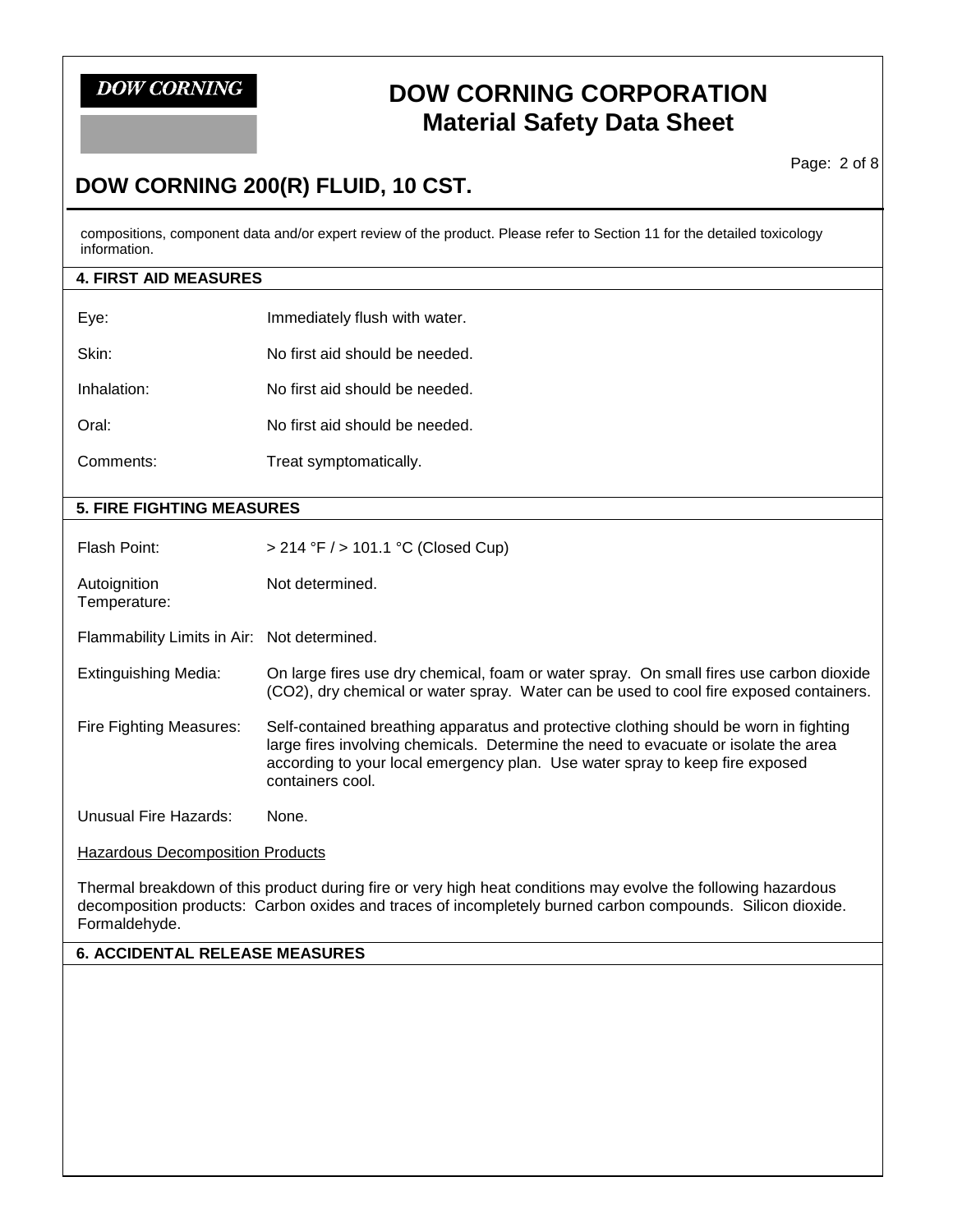compositions, component data and/or expert review of the product. Please refer to Section 11 for the detailed toxicology information.

## 4. FIRST AID MEASURES

| | |
|---|---|
| Eye: | Immediately flush with water. |
| Skin: | No first aid should be needed. |
| Inhalation: | No first aid should be needed. |
| Oral: | No first aid should be needed. |
| Comments: | Treat symptomatically. |

## 5. FIRE FIGHTING MEASURES

| | |
|---|---|
| Flash Point: | > 214 °F / > 101.1 °C (Closed Cup) |
| Autoignition Temperature: | Not determined. |
| Flammability Limits in Air: | Not determined. |
| Extinguishing Media: | On large fires use dry chemical, foam or water spray. On small fires use carbon dioxide ($CO_2$), dry chemical or water spray. Water can be used to cool fire exposed containers. |
| Fire Fighting Measures: | Self-contained breathing apparatus and protective clothing should be worn in fighting large fires involving chemicals. Determine the need to evacuate or isolate the area according to your local emergency plan. Use water spray to keep fire exposed containers cool. |
| Unusual Fire Hazards: | None. |

Hazardous Decomposition Products

Thermal breakdown of this product during fire or very high heat conditions may evolve the following hazardous decomposition products: Carbon oxides and traces of incompletely burned carbon compounds. Silicon dioxide. Formaldehyde.

## 6. ACCIDENTAL RELEASE MEASURES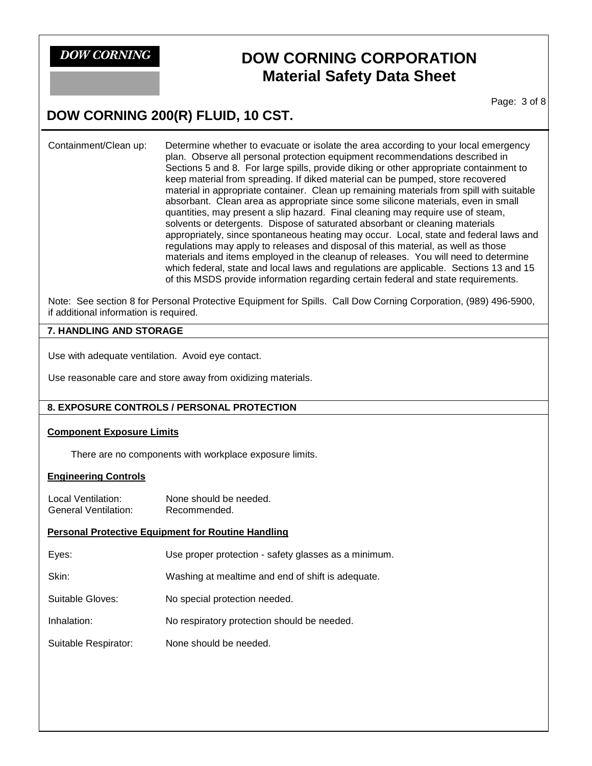Containment/Clean up: Determine whether to evacuate or isolate the area according to your local emergency plan. Observe all personal protection equipment recommendations described in Sections 5 and 8. For large spills, provide diking or other appropriate containment to keep material from spreading. If diked material can be pumped, store recovered material in appropriate container. Clean up remaining materials from spill with suitable absorbant. Clean area as appropriate since some silicone materials, even in small quantities, may present a slip hazard. Final cleaning may require use of steam, solvents or detergents. Dispose of saturated absorbant or cleaning materials appropriately, since spontaneous heating may occur. Local, state and federal laws and regulations may apply to releases and disposal of this material, as well as those materials and items employed in the cleanup of releases. You will need to determine which federal, state and local laws and regulations are applicable. Sections 13 and 15 of this MSDS provide information regarding certain federal and state requirements.

Note: See section 8 for Personal Protective Equipment for Spills. Call Dow Corning Corporation, (989) 496-5900, if additional information is required.

## 7. HANDLING AND STORAGE

Use with adequate ventilation. Avoid eye contact.

Use reasonable care and store away from oxidizing materials.

## 8. EXPOSURE CONTROLS / PERSONAL PROTECTION

**Component Exposure Limits**

There are no components with workplace exposure limits.

**Engineering Controls**

Local Ventilation: None should be needed.
General Ventilation: Recommended.

**Personal Protective Equipment for Routine Handling**

Eyes: Use proper protection - safety glasses as a minimum.

Skin: Washing at mealtime and end of shift is adequate.

Suitable Gloves: No special protection needed.

Inhalation: No respiratory protection should be needed.

Suitable Respirator: None should be needed.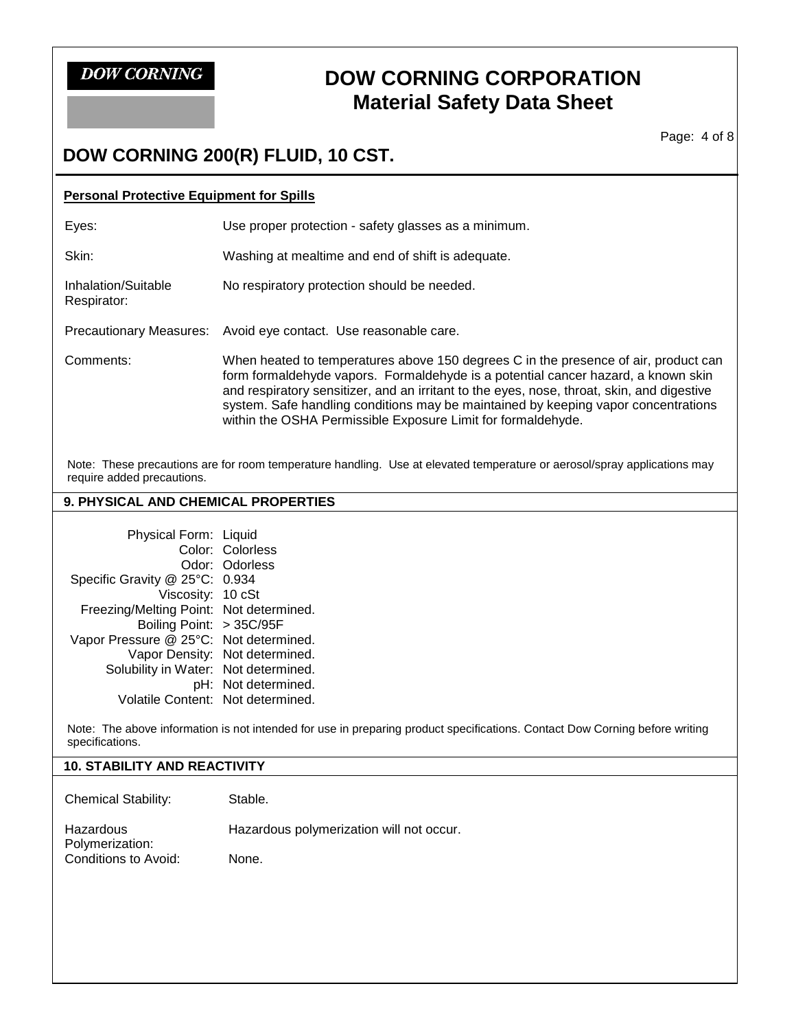### Personal Protective Equipment for Spills

| | |
|---|---|
| Eyes: | Use proper protection - safety glasses as a minimum. |
| Skin: | Washing at mealtime and end of shift is adequate. |
| Inhalation/Suitable Respirator: | No respiratory protection should be needed. |
| Precautionary Measures: | Avoid eye contact. Use reasonable care. |
| Comments: | When heated to temperatures above 150 degrees C in the presence of air, product can form formaldehyde vapors. Formaldehyde is a potential cancer hazard, a known skin and respiratory sensitizer, and an irritant to the eyes, nose, throat, skin, and digestive system. Safe handling conditions may be maintained by keeping vapor concentrations within the OSHA Permissible Exposure Limit for formaldehyde. |

Note: These precautions are for room temperature handling. Use at elevated temperature or aerosol/spray applications may require added precautions.

## 9. PHYSICAL AND CHEMICAL PROPERTIES

| | |
|---|---|
| Physical Form: | Liquid |
| Color: | Colorless |
| Odor: | Odorless |
| Specific Gravity @ 25°C: | 0.934 |
| Viscosity: | 10 cSt |
| Freezing/Melting Point: | Not determined. |
| Boiling Point: | > 35C/95F |
| Vapor Pressure @ 25°C: | Not determined. |
| Vapor Density: | Not determined. |
| Solubility in Water: | Not determined. |
| pH: | Not determined. |
| Volatile Content: | Not determined. |

Note: The above information is not intended for use in preparing product specifications. Contact Dow Corning before writing specifications.

## 10. STABILITY AND REACTIVITY

| | |
|---|---|
| Chemical Stability: | Stable. |
| Hazardous Polymerization: | Hazardous polymerization will not occur. |
| Conditions to Avoid: | None. |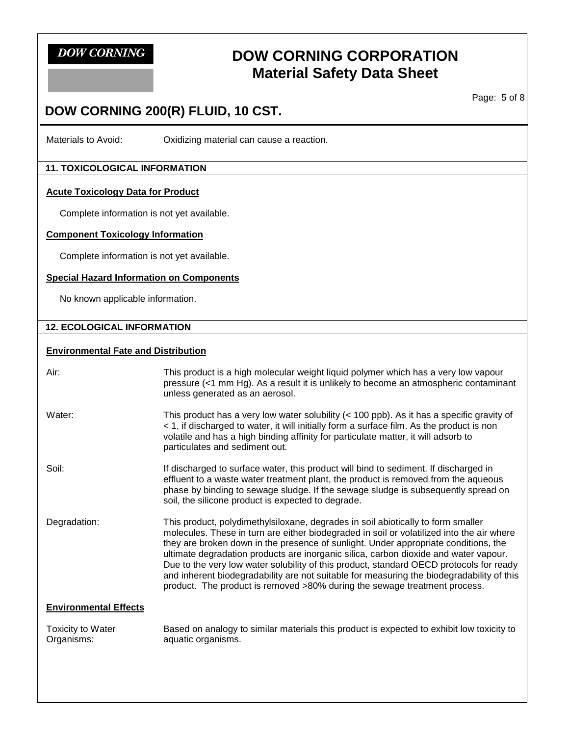Materials to Avoid: Oxidizing material can cause a reaction.

## 11. TOXICOLOGICAL INFORMATION

### Acute Toxicology Data for Product

Complete information is not yet available.

### Component Toxicology Information

Complete information is not yet available.

### Special Hazard Information on Components

No known applicable information.

## 12. ECOLOGICAL INFORMATION

### Environmental Fate and Distribution

**Air:** This product is a high molecular weight liquid polymer which has a very low vapour pressure (<1 mm Hg). As a result it is unlikely to become an atmospheric contaminant unless generated as an aerosol.

**Water:** This product has a very low water solubility (< 100 ppb). As it has a specific gravity of < 1, if discharged to water, it will initially form a surface film. As the product is non volatile and has a high binding affinity for particulate matter, it will adsorb to particulates and sediment out.

**Soil:** If discharged to surface water, this product will bind to sediment. If discharged in effluent to a waste water treatment plant, the product is removed from the aqueous phase by binding to sewage sludge. If the sewage sludge is subsequently spread on soil, the silicone product is expected to degrade.

**Degradation:** This product, polydimethylsiloxane, degrades in soil abiotically to form smaller molecules. These in turn are either biodegraded in soil or volatilized into the air where they are broken down in the presence of sunlight. Under appropriate conditions, the ultimate degradation products are inorganic silica, carbon dioxide and water vapour. Due to the very low water solubility of this product, standard OECD protocols for ready and inherent biodegradability are not suitable for measuring the biodegradability of this product. The product is removed >80% during the sewage treatment process.

### Environmental Effects

**Toxicity to Water Organisms:** Based on analogy to similar materials this product is expected to exhibit low toxicity to aquatic organisms.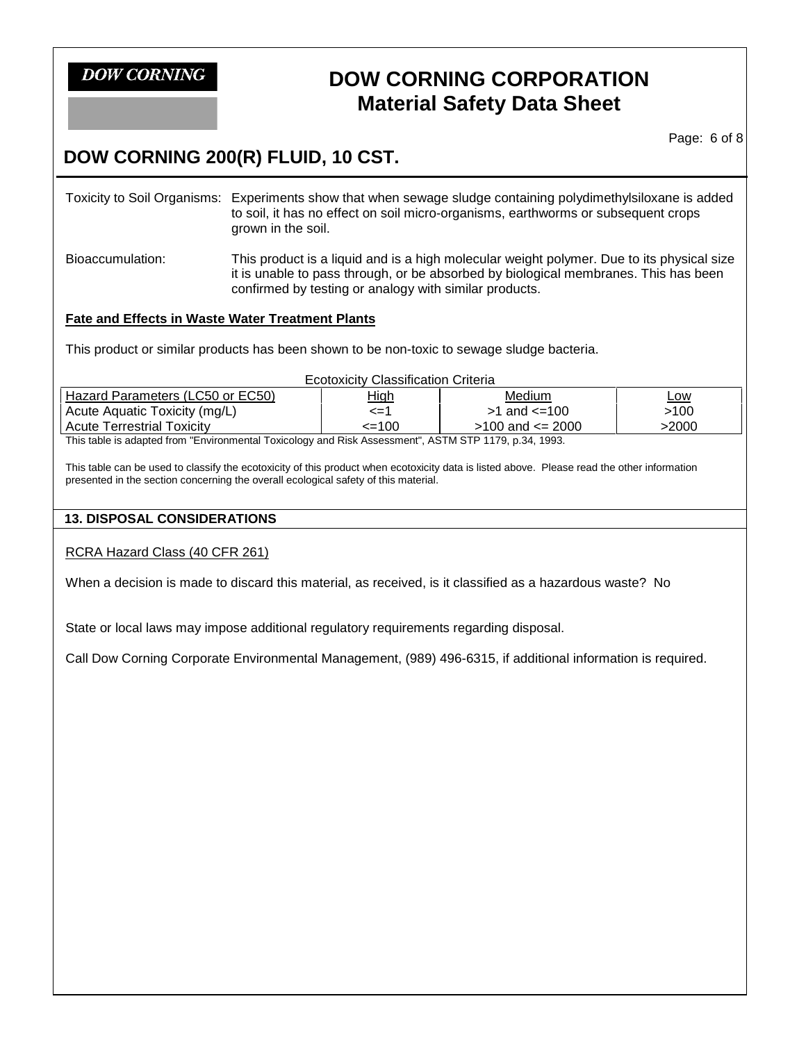Toxicity to Soil Organisms: Experiments show that when sewage sludge containing polydimethylsiloxane is added to soil, it has no effect on soil micro-organisms, earthworms or subsequent crops grown in the soil.

Bioaccumulation: This product is a liquid and is a high molecular weight polymer. Due to its physical size it is unable to pass through, or be absorbed by biological membranes. This has been confirmed by testing or analogy with similar products.

**Fate and Effects in Waste Water Treatment Plants**

This product or similar products has been shown to be non-toxic to sewage sludge bacteria.

Ecotoxicity Classification Criteria

| Hazard Parameters (LC50 or EC50) | High | Medium | Low |
|---|---|---|---|
| Acute Aquatic Toxicity (mg/L) | <=1 | >1 and <=100 | >100 |
| Acute Terrestrial Toxicity | <=100 | >100 and <= 2000 | >2000 |

This table is adapted from "Environmental Toxicology and Risk Assessment", ASTM STP 1179, p.34, 1993.

This table can be used to classify the ecotoxicity of this product when ecotoxicity data is listed above. Please read the other information presented in the section concerning the overall ecological safety of this material.

## 13. DISPOSAL CONSIDERATIONS

RCRA Hazard Class (40 CFR 261)

When a decision is made to discard this material, as received, is it classified as a hazardous waste? No

State or local laws may impose additional regulatory requirements regarding disposal.

Call Dow Corning Corporate Environmental Management, (989) 496-6315, if additional information is required.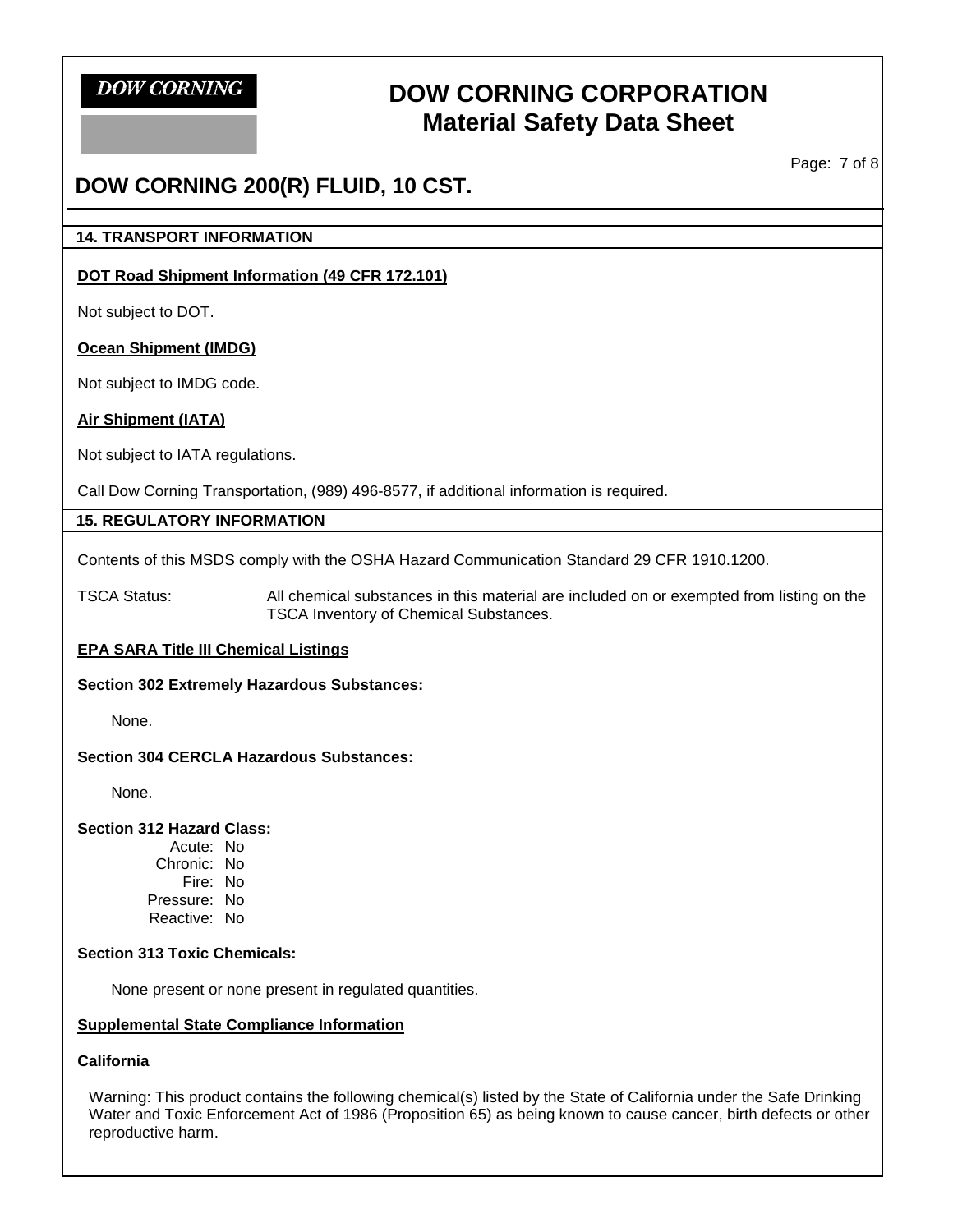## 14. TRANSPORT INFORMATION

**DOT Road Shipment Information (49 CFR 172.101)**

Not subject to DOT.

**Ocean Shipment (IMDG)**

Not subject to IMDG code.

**Air Shipment (IATA)**

Not subject to IATA regulations.

Call Dow Corning Transportation, (989) 496-8577, if additional information is required.

## 15. REGULATORY INFORMATION

Contents of this MSDS comply with the OSHA Hazard Communication Standard 29 CFR 1910.1200.

TSCA Status: All chemical substances in this material are included on or exempted from listing on the TSCA Inventory of Chemical Substances.

**EPA SARA Title III Chemical Listings**

**Section 302 Extremely Hazardous Substances:**

None.

**Section 304 CERCLA Hazardous Substances:**

None.

**Section 312 Hazard Class:**

Acute: No
Chronic: No
Fire: No
Pressure: No
Reactive: No

**Section 313 Toxic Chemicals:**

None present or none present in regulated quantities.

**Supplemental State Compliance Information**

**California**

Warning: This product contains the following chemical(s) listed by the State of California under the Safe Drinking Water and Toxic Enforcement Act of 1986 (Proposition 65) as being known to cause cancer, birth defects or other reproductive harm.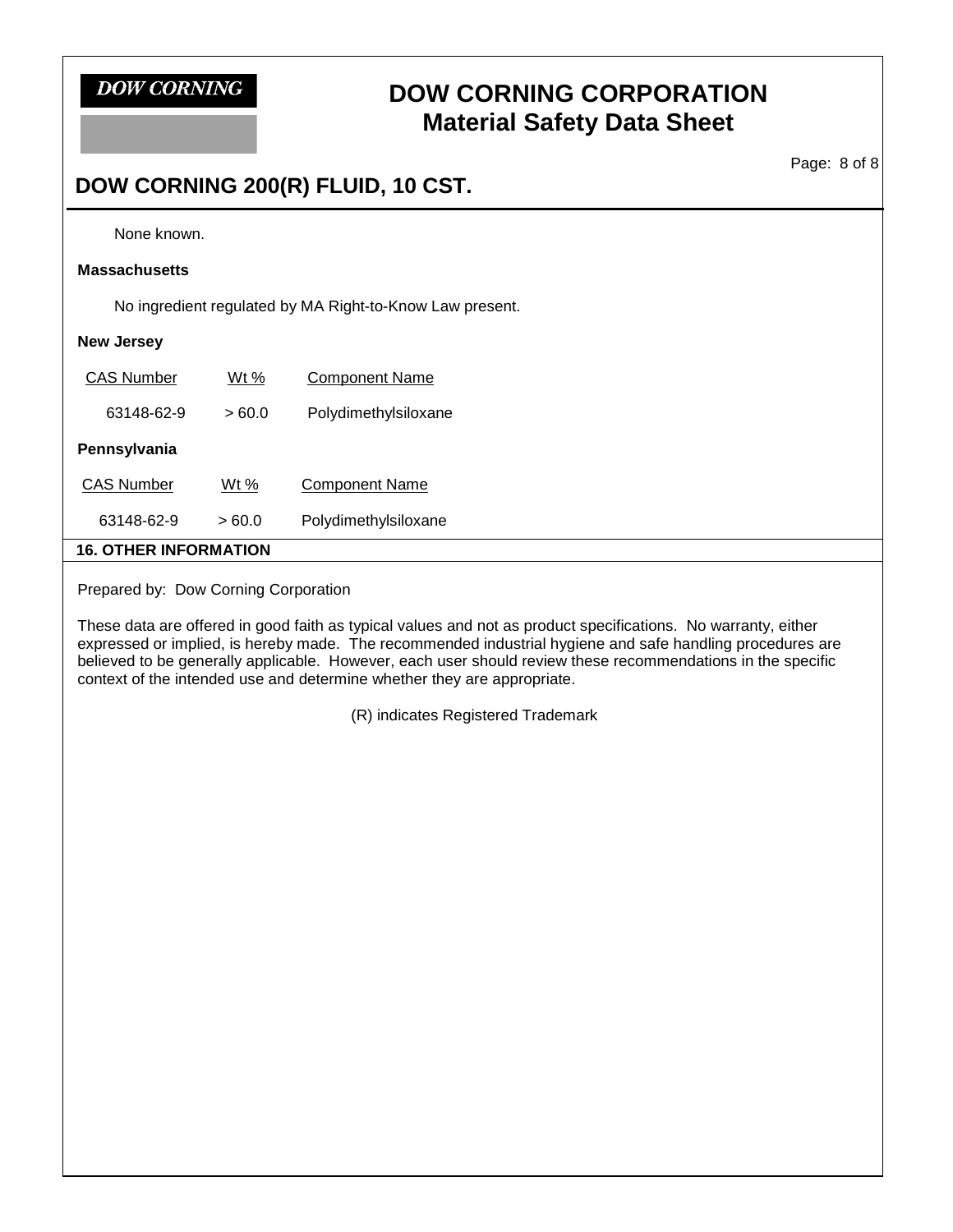None known.

**Massachusetts**

No ingredient regulated by MA Right-to-Know Law present.

**New Jersey**

| CAS Number | Wt % | Component Name |
|---|---|---|
| 63148-62-9 | > 60.0 | Polydimethylsiloxane |

**Pennsylvania**

| CAS Number | Wt % | Component Name |
|---|---|---|
| 63148-62-9 | > 60.0 | Polydimethylsiloxane |

## 16. OTHER INFORMATION

Prepared by: Dow Corning Corporation

These data are offered in good faith as typical values and not as product specifications. No warranty, either expressed or implied, is hereby made. The recommended industrial hygiene and safe handling procedures are believed to be generally applicable. However, each user should review these recommendations in the specific context of the intended use and determine whether they are appropriate.

(R) indicates Registered Trademark